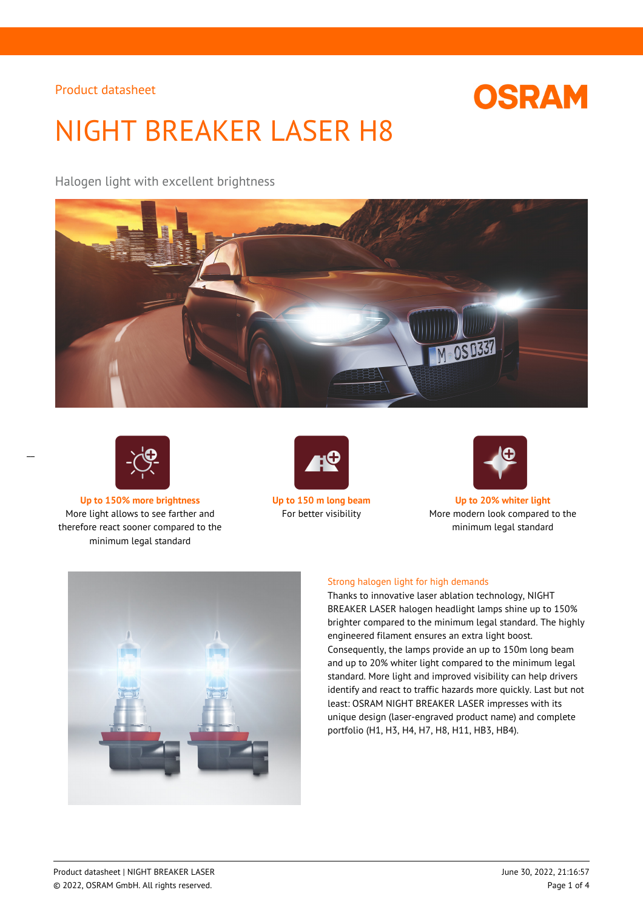Product datasheet

# NIGHT BREAKER LASER H8

Halogen light with excellent brightness

**Up to 150% more brightness**
More light allows to see farther and therefore react sooner compared to the minimum legal standard

**Up to 150 m long beam**
For better visibility

**Up to 20% whiter light**
More modern look compared to the minimum legal standard

## Strong halogen light for high demands

Thanks to innovative laser ablation technology, NIGHT BREAKER LASER halogen headlight lamps shine up to 150% brighter compared to the minimum legal standard. The highly engineered filament ensures an extra light boost. Consequently, the lamps provide an up to 150m long beam and up to 20% whiter light compared to the minimum legal standard. More light and improved visibility can help drivers identify and react to traffic hazards more quickly. Last but not least: OSRAM NIGHT BREAKER LASER impresses with its unique design (laser-engraved product name) and complete portfolio (H1, H3, H4, H7, H8, H11, HB3, HB4).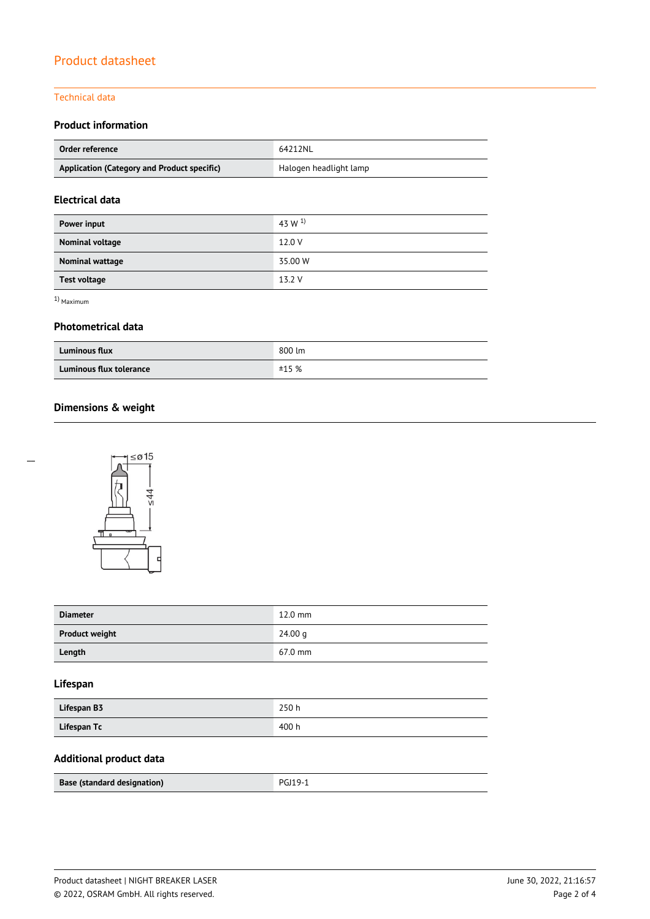# Product datasheet

## Technical data

### Product information

| Order reference | 64212NL |
|---|---|
| Application (Category and Product specific) | Halogen headlight lamp |

### Electrical data

| Power input | 43 W [1] |
|---|---|
| Nominal voltage | 12.0 V |
| Nominal wattage | 35.00 W |
| Test voltage | 13.2 V |

[1] Maximum

### Photometrical data

| Luminous flux | 800 lm |
|---|---|
| Luminous flux tolerance | ±15 % |

### Dimensions & weight

| Diameter | 12.0 mm |
|---|---|
| Product weight | 24.00 g |
| Length | 67.0 mm |

### Lifespan

| Lifespan B3 | 250 h |
|---|---|
| Lifespan Tc | 400 h |

### Additional product data

| Base (standard designation) | PGJ19-1 |
|---|---|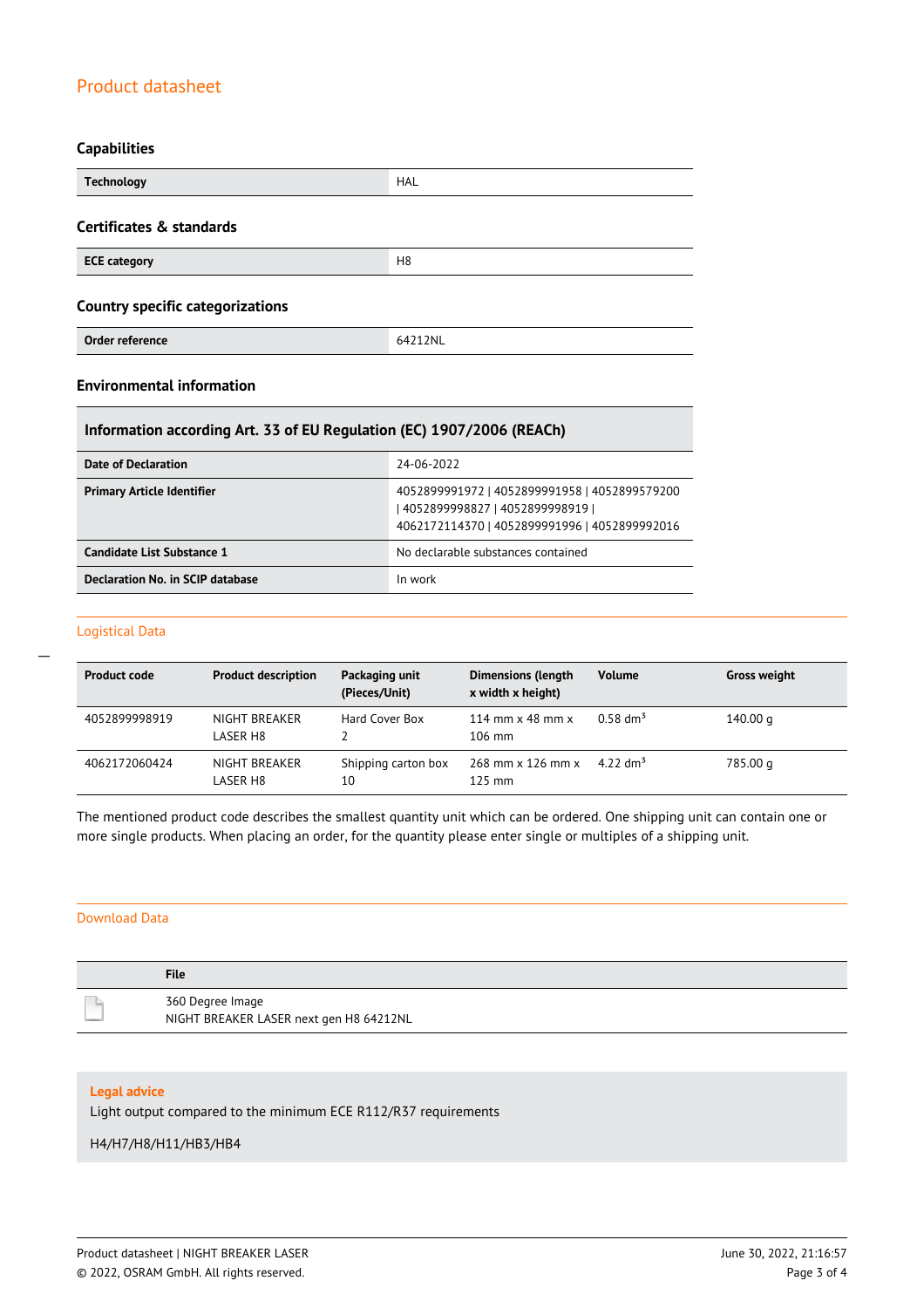## Capabilities

| Technology | HAL |
|---|---|

## Certificates & standards

| ECE category | H8 |
|---|---|

## Country specific categorizations

| Order reference | 64212NL |
|---|---|

## Environmental information

| Information according Art. 33 of EU Regulation (EC) 1907/2006 (REACh) | |
|---|---|
| Date of Declaration | 24-06-2022 |
| Primary Article Identifier | 4052899991972 \| 4052899991958 \| 4052899579200 \| 4052899998827 \| 4052899998919 \| 4062172114370 \| 4052899991996 \| 4052899992016 |
| Candidate List Substance 1 | No declarable substances contained |
| Declaration No. in SCIP database | In work |

## Logistical Data

| Product code | Product description | Packaging unit (Pieces/Unit) | Dimensions (length x width x height) | Volume | Gross weight |
|---|---|---|---|---|---|
| 4052899998919 | NIGHT BREAKER LASER H8 | Hard Cover Box 2 | 114 mm x 48 mm x 106 mm | 0.58 dm³ | 140.00 g |
| 4062172060424 | NIGHT BREAKER LASER H8 | Shipping carton box 10 | 268 mm x 126 mm x 125 mm | 4.22 dm³ | 785.00 g |

The mentioned product code describes the smallest quantity unit which can be ordered. One shipping unit can contain one or more single products. When placing an order, for the quantity please enter single or multiples of a shipping unit.

## Download Data

| | File |
|---|---|
| | 360 Degree Image<br>NIGHT BREAKER LASER next gen H8 64212NL |

**Legal advice**

Light output compared to the minimum ECE R112/R37 requirements

H4/H7/H8/H11/HB3/HB4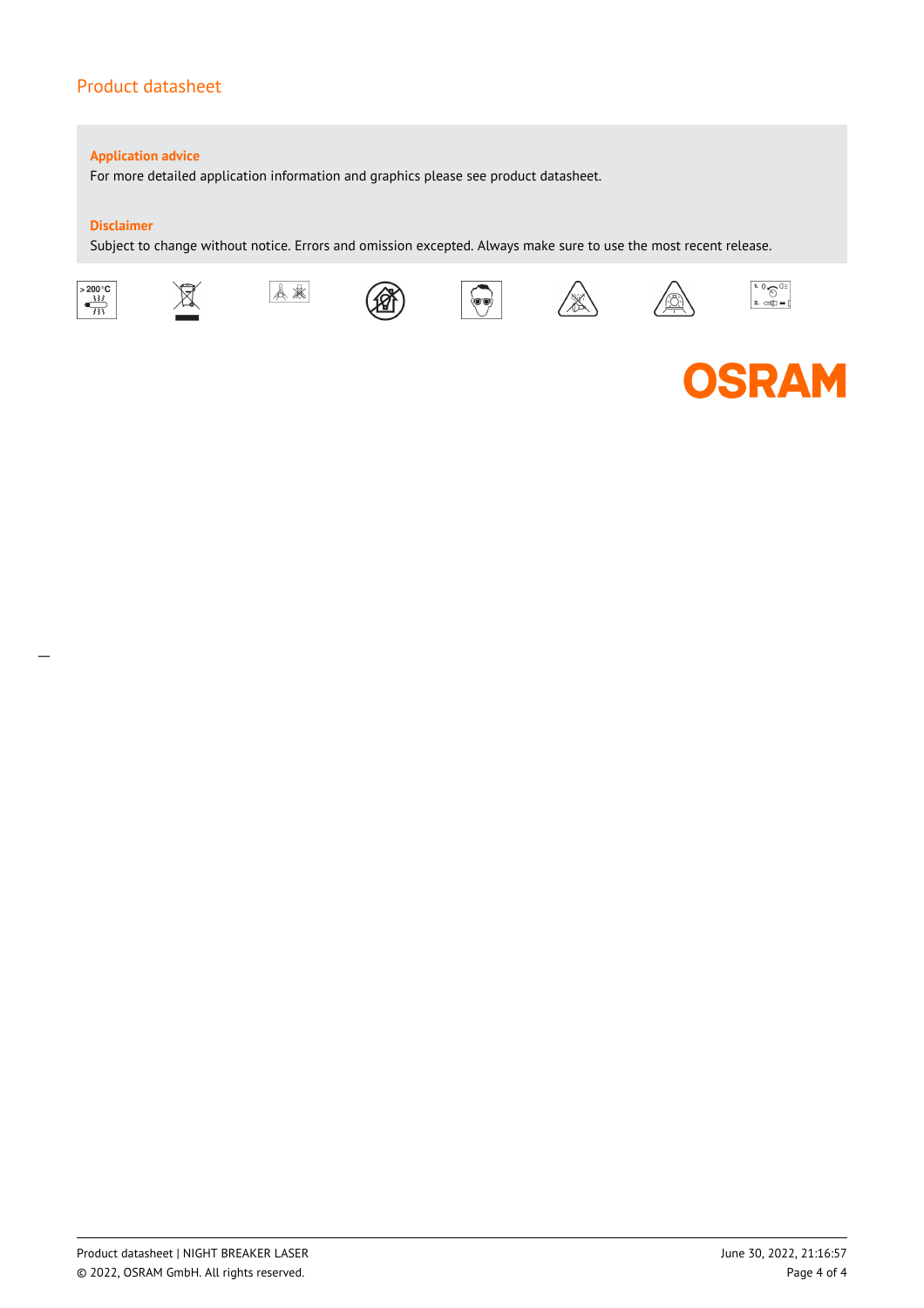### Application advice

For more detailed application information and graphics please see product datasheet.

### Disclaimer

Subject to change without notice. Errors and omission excepted. Always make sure to use the most recent release.